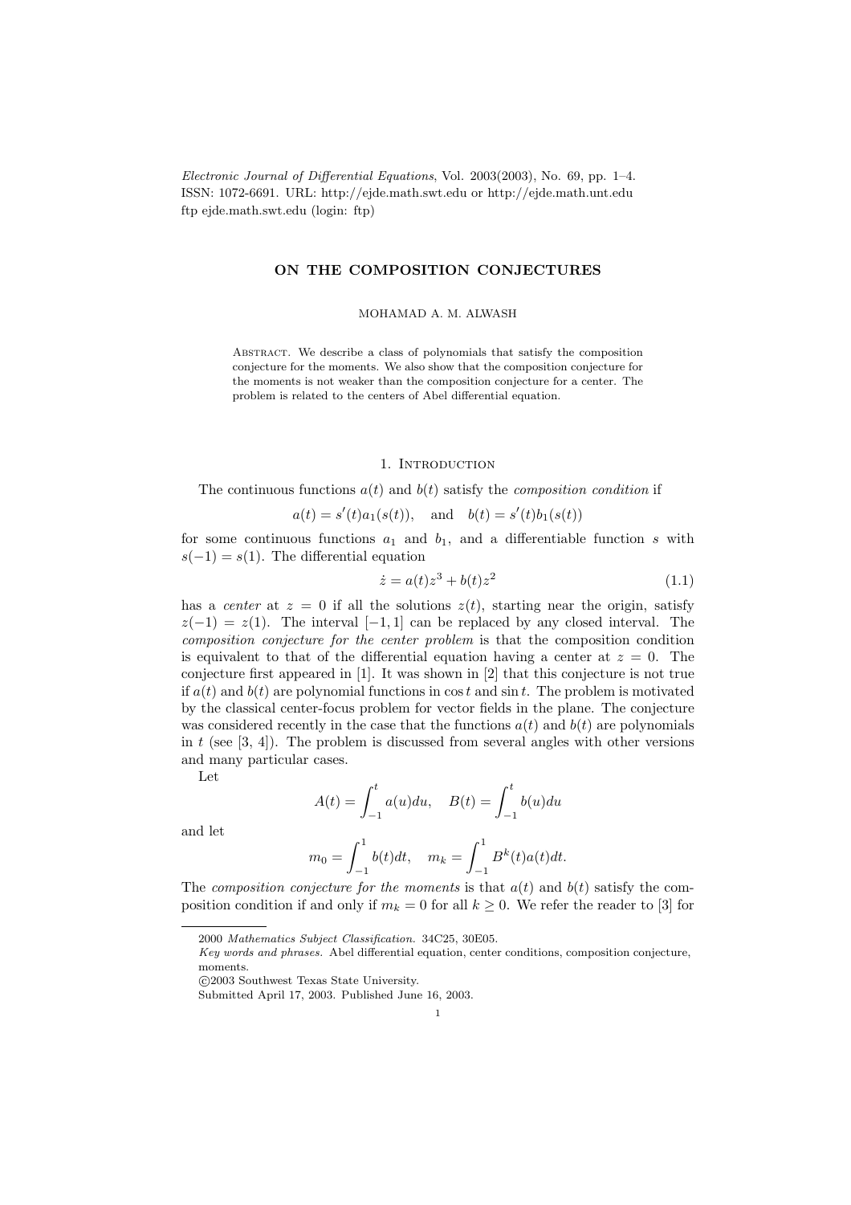Electronic Journal of Differential Equations, Vol. 2003(2003), No. 69, pp. 1–4.
ISSN: 1072-6691. URL: http://ejde.math.swt.edu or http://ejde.math.unt.edu
ftp ejde.math.swt.edu (login: ftp)

# ON THE COMPOSITION CONJECTURES

MOHAMAD A. M. ALWASH

Abstract. We describe a class of polynomials that satisfy the composition conjecture for the moments. We also show that the composition conjecture for the moments is not weaker than the composition conjecture for a center. The problem is related to the centers of Abel differential equation.

## 1. Introduction

The continuous functions $a(t)$ and $b(t)$ satisfy the *composition condition* if

$$a(t) = s'(t)a_1(s(t)), \quad \text{and} \quad b(t) = s'(t)b_1(s(t))$$

for some continuous functions $a_1$ and $b_1$, and a differentiable function $s$ with $s(-1) = s(1)$. The differential equation

$$\dot{z} = a(t)z^3 + b(t)z^2 \tag{1.1}$$

has a *center* at $z = 0$ if all the solutions $z(t)$, starting near the origin, satisfy $z(-1) = z(1)$. The interval $[-1, 1]$ can be replaced by any closed interval. The *composition conjecture for the center problem* is that the composition condition is equivalent to that of the differential equation having a center at $z = 0$. The conjecture first appeared in [1]. It was shown in [2] that this conjecture is not true if $a(t)$ and $b(t)$ are polynomial functions in $\cos t$ and $\sin t$. The problem is motivated by the classical center-focus problem for vector fields in the plane. The conjecture was considered recently in the case that the functions $a(t)$ and $b(t)$ are polynomials in $t$ (see [3, 4]). The problem is discussed from several angles with other versions and many particular cases.

Let

$$A(t) = \int_{-1}^{t} a(u)du, \quad B(t) = \int_{-1}^{t} b(u)du$$

and let

$$m_0 = \int_{-1}^{1} b(t)dt, \quad m_k = \int_{-1}^{1} B^k(t)a(t)dt.$$

The *composition conjecture for the moments* is that $a(t)$ and $b(t)$ satisfy the composition condition if and only if $m_k = 0$ for all $k \geq 0$. We refer the reader to [3] for

---

2000 *Mathematics Subject Classification.* 34C25, 30E05.

*Key words and phrases.* Abel differential equation, center conditions, composition conjecture, moments.

©2003 Southwest Texas State University.

Submitted April 17, 2003. Published June 16, 2003.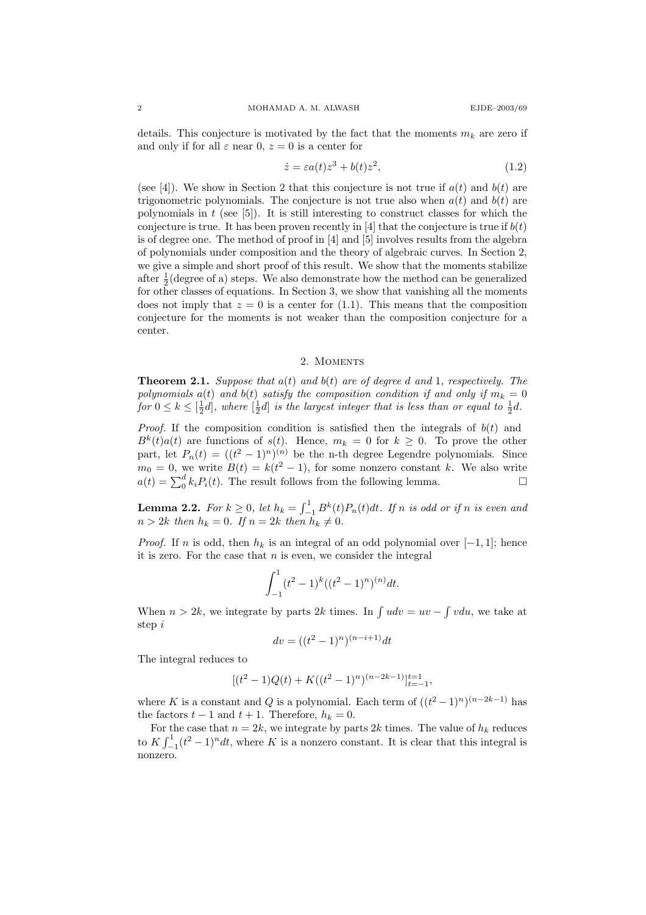details. This conjecture is motivated by the fact that the moments $m_k$ are zero if and only if for all $\varepsilon$ near 0, $z = 0$ is a center for

$$\dot{z} = \varepsilon a(t) z^3 + b(t) z^2, \tag{1.2}$$

(see [4]). We show in Section 2 that this conjecture is not true if $a(t)$ and $b(t)$ are trigonometric polynomials. The conjecture is not true also when $a(t)$ and $b(t)$ are polynomials in $t$ (see [5]). It is still interesting to construct classes for which the conjecture is true. It has been proven recently in [4] that the conjecture is true if $b(t)$ is of degree one. The method of proof in [4] and [5] involves results from the algebra of polynomials under composition and the theory of algebraic curves. In Section 2, we give a simple and short proof of this result. We show that the moments stabilize after $\frac{1}{2}$(degree of a) steps. We also demonstrate how the method can be generalized for other classes of equations. In Section 3, we show that vanishing all the moments does not imply that $z = 0$ is a center for (1.1). This means that the composition conjecture for the moments is not weaker than the composition conjecture for a center.

## 2. Moments

**Theorem 2.1.** *Suppose that $a(t)$ and $b(t)$ are of degree $d$ and 1, respectively. The polynomials $a(t)$ and $b(t)$ satisfy the composition condition if and only if $m_k = 0$ for $0 \le k \le [\frac{1}{2}d]$, where $[\frac{1}{2}d]$ is the largest integer that is less than or equal to $\frac{1}{2}d$.*

*Proof.* If the composition condition is satisfied then the integrals of $b(t)$ and $B^k(t)a(t)$ are functions of $s(t)$. Hence, $m_k = 0$ for $k \ge 0$. To prove the other part, let $P_n(t) = ((t^2-1)^n)^{(n)}$ be the n-th degree Legendre polynomials. Since $m_0 = 0$, we write $B(t) = k(t^2 - 1)$, for some nonzero constant $k$. We also write $a(t) = \sum_0^d k_i P_i(t)$. The result follows from the following lemma. $\square$

**Lemma 2.2.** *For $k \ge 0$, let $h_k = \int_{-1}^{1} B^k(t) P_n(t) dt$. If $n$ is odd or if $n$ is even and $n > 2k$ then $h_k = 0$. If $n = 2k$ then $h_k \neq 0$.*

*Proof.* If $n$ is odd, then $h_k$ is an integral of an odd polynomial over $[-1, 1]$; hence it is zero. For the case that $n$ is even, we consider the integral

$$\int_{-1}^{1} (t^2-1)^k ((t^2-1)^n)^{(n)} dt.$$

When $n > 2k$, we integrate by parts $2k$ times. In $\int u dv = uv - \int v du$, we take at step $i$

$$dv = ((t^2-1)^n)^{(n-i+1)} dt$$

The integral reduces to

$$[(t^2-1)Q(t) + K((t^2-1)^n)^{(n-2k-1)}]_{t=-1}^{t=1},$$

where $K$ is a constant and $Q$ is a polynomial. Each term of $((t^2-1)^n)^{(n-2k-1)}$ has the factors $t-1$ and $t+1$. Therefore, $h_k = 0$.

For the case that $n = 2k$, we integrate by parts $2k$ times. The value of $h_k$ reduces to $K \int_{-1}^{1} (t^2-1)^n dt$, where $K$ is a nonzero constant. It is clear that this integral is nonzero.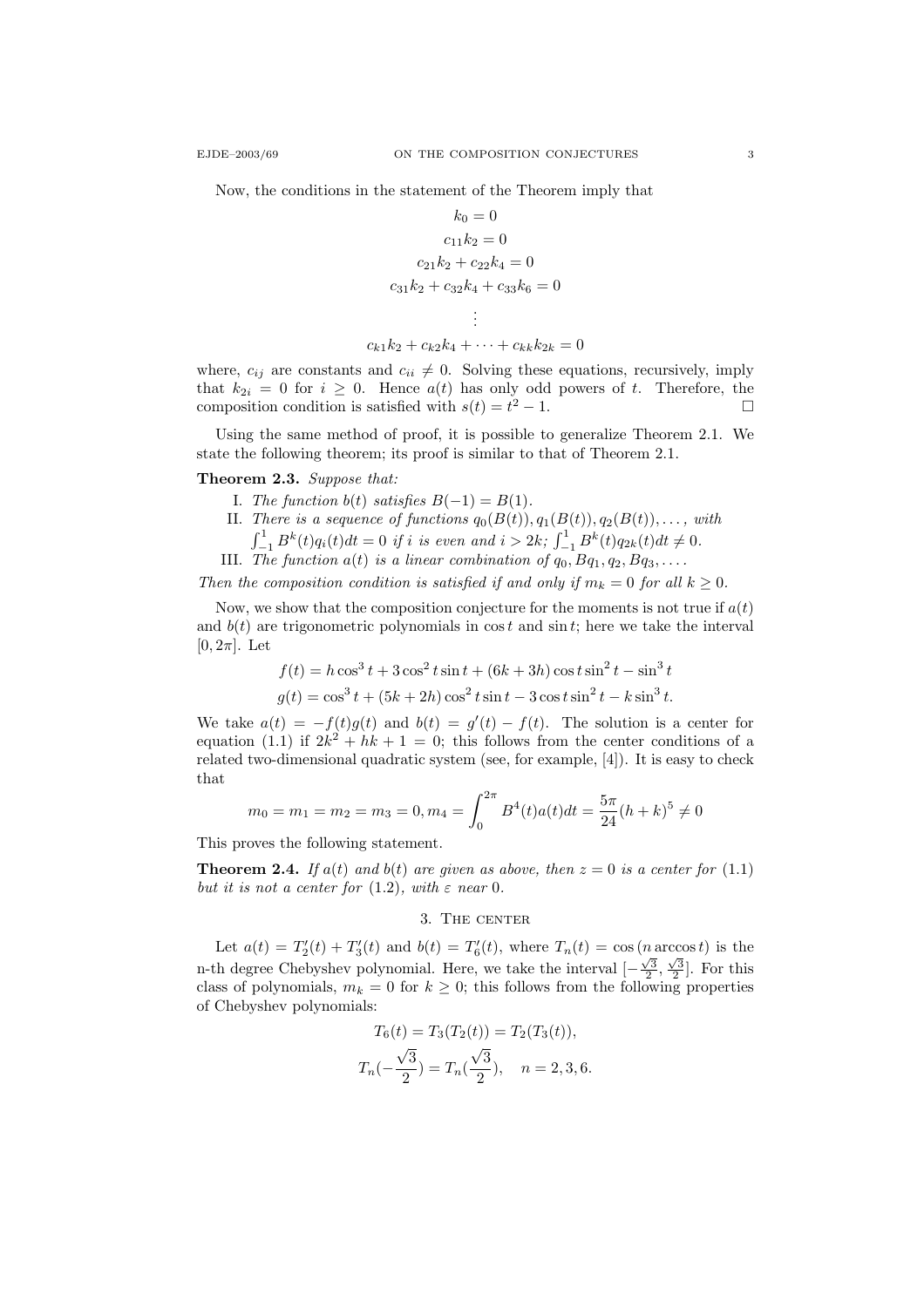Now, the conditions in the statement of the Theorem imply that

$$
\begin{gathered}
k_0 = 0 \\
c_{11}k_2 = 0 \\
c_{21}k_2 + c_{22}k_4 = 0 \\
c_{31}k_2 + c_{32}k_4 + c_{33}k_6 = 0 \\
\vdots \\
c_{k1}k_2 + c_{k2}k_4 + \cdots + c_{kk}k_{2k} = 0
\end{gathered}
$$

where, $c_{ij}$ are constants and $c_{ii} \neq 0$. Solving these equations, recursively, imply that $k_{2i} = 0$ for $i \geq 0$. Hence $a(t)$ has only odd powers of $t$. Therefore, the composition condition is satisfied with $s(t) = t^2 - 1$. $\square$

Using the same method of proof, it is possible to generalize Theorem 2.1. We state the following theorem; its proof is similar to that of Theorem 2.1.

**Theorem 2.3.** *Suppose that:*

I. *The function $b(t)$ satisfies $B(-1) = B(1)$.*
II. *There is a sequence of functions $q_0(B(t)), q_1(B(t)), q_2(B(t)), \ldots$, with $\int_{-1}^{1} B^k(t)q_i(t)dt = 0$ if $i$ is even and $i > 2k$; $\int_{-1}^{1} B^k(t)q_{2k}(t)dt \neq 0$.*
III. *The function $a(t)$ is a linear combination of $q_0, Bq_1, q_2, Bq_3, \ldots$.*

*Then the composition condition is satisfied if and only if $m_k = 0$ for all $k \geq 0$.*

Now, we show that the composition conjecture for the moments is not true if $a(t)$ and $b(t)$ are trigonometric polynomials in $\cos t$ and $\sin t$; here we take the interval $[0, 2\pi]$. Let

$$
\begin{aligned}
f(t) &= h\cos^3 t + 3\cos^2 t \sin t + (6k + 3h)\cos t \sin^2 t - \sin^3 t \\
g(t) &= \cos^3 t + (5k + 2h)\cos^2 t \sin t - 3\cos t \sin^2 t - k\sin^3 t.
\end{aligned}
$$

We take $a(t) = -f(t)g(t)$ and $b(t) = g'(t) - f(t)$. The solution is a center for equation (1.1) if $2k^2 + hk + 1 = 0$; this follows from the center conditions of a related two-dimensional quadratic system (see, for example, [4]). It is easy to check that

$$
m_0 = m_1 = m_2 = m_3 = 0, m_4 = \int_0^{2\pi} B^4(t)a(t)dt = \frac{5\pi}{24}(h + k)^5 \neq 0
$$

This proves the following statement.

**Theorem 2.4.** *If $a(t)$ and $b(t)$ are given as above, then $z = 0$ is a center for (1.1) but it is not a center for (1.2), with $\varepsilon$ near 0.*

## 3. The center

Let $a(t) = T_2'(t) + T_3'(t)$ and $b(t) = T_6'(t)$, where $T_n(t) = \cos(n \arccos t)$ is the n-th degree Chebyshev polynomial. Here, we take the interval $[-\frac{\sqrt{3}}{2}, \frac{\sqrt{3}}{2}]$. For this class of polynomials, $m_k = 0$ for $k \geq 0$; this follows from the following properties of Chebyshev polynomials:

$$
\begin{gathered}
T_6(t) = T_3(T_2(t)) = T_2(T_3(t)), \\
T_n(-\frac{\sqrt{3}}{2}) = T_n(\frac{\sqrt{3}}{2}), \quad n = 2, 3, 6.
\end{gathered}
$$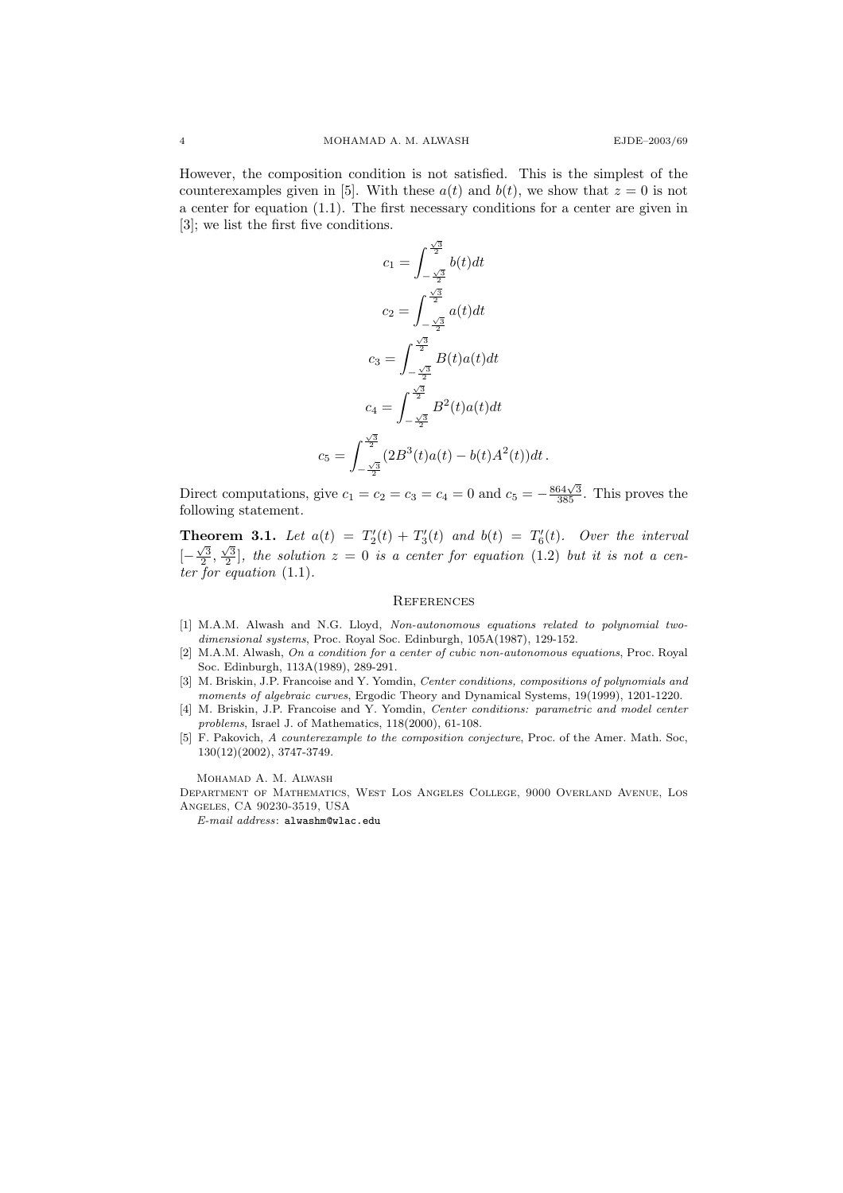However, the composition condition is not satisfied. This is the simplest of the counterexamples given in [5]. With these $a(t)$ and $b(t)$, we show that $z = 0$ is not a center for equation (1.1). The first necessary conditions for a center are given in [3]; we list the first five conditions.

$$c_1 = \int_{-\frac{\sqrt{3}}{2}}^{\frac{\sqrt{3}}{2}} b(t)dt$$

$$c_2 = \int_{-\frac{\sqrt{3}}{2}}^{\frac{\sqrt{3}}{2}} a(t)dt$$

$$c_3 = \int_{-\frac{\sqrt{3}}{2}}^{\frac{\sqrt{3}}{2}} B(t)a(t)dt$$

$$c_4 = \int_{-\frac{\sqrt{3}}{2}}^{\frac{\sqrt{3}}{2}} B^2(t)a(t)dt$$

$$c_5 = \int_{-\frac{\sqrt{3}}{2}}^{\frac{\sqrt{3}}{2}} (2B^3(t)a(t) - b(t)A^2(t))dt\,.$$

Direct computations, give $c_1 = c_2 = c_3 = c_4 = 0$ and $c_5 = -\frac{864\sqrt{3}}{385}$. This proves the following statement.

**Theorem 3.1.** *Let $a(t) = T_2'(t) + T_3'(t)$ and $b(t) = T_6'(t)$. Over the interval $[-\frac{\sqrt{3}}{2}, \frac{\sqrt{3}}{2}]$, the solution $z = 0$ is a center for equation (1.2) but it is not a center for equation (1.1).*

## References

[1] M.A.M. Alwash and N.G. Lloyd, *Non-autonomous equations related to polynomial two-dimensional systems*, Proc. Royal Soc. Edinburgh, 105A(1987), 129-152.

[2] M.A.M. Alwash, *On a condition for a center of cubic non-autonomous equations*, Proc. Royal Soc. Edinburgh, 113A(1989), 289-291.

[3] M. Briskin, J.P. Francoise and Y. Yomdin, *Center conditions, compositions of polynomials and moments of algebraic curves*, Ergodic Theory and Dynamical Systems, 19(1999), 1201-1220.

[4] M. Briskin, J.P. Francoise and Y. Yomdin, *Center conditions: parametric and model center problems*, Israel J. of Mathematics, 118(2000), 61-108.

[5] F. Pakovich, *A counterexample to the composition conjecture*, Proc. of the Amer. Math. Soc, 130(12)(2002), 3747-3749.

Mohamad A. M. Alwash

Department of Mathematics, West Los Angeles College, 9000 Overland Avenue, Los Angeles, CA 90230-3519, USA

*E-mail address*: alwashm@wlac.edu